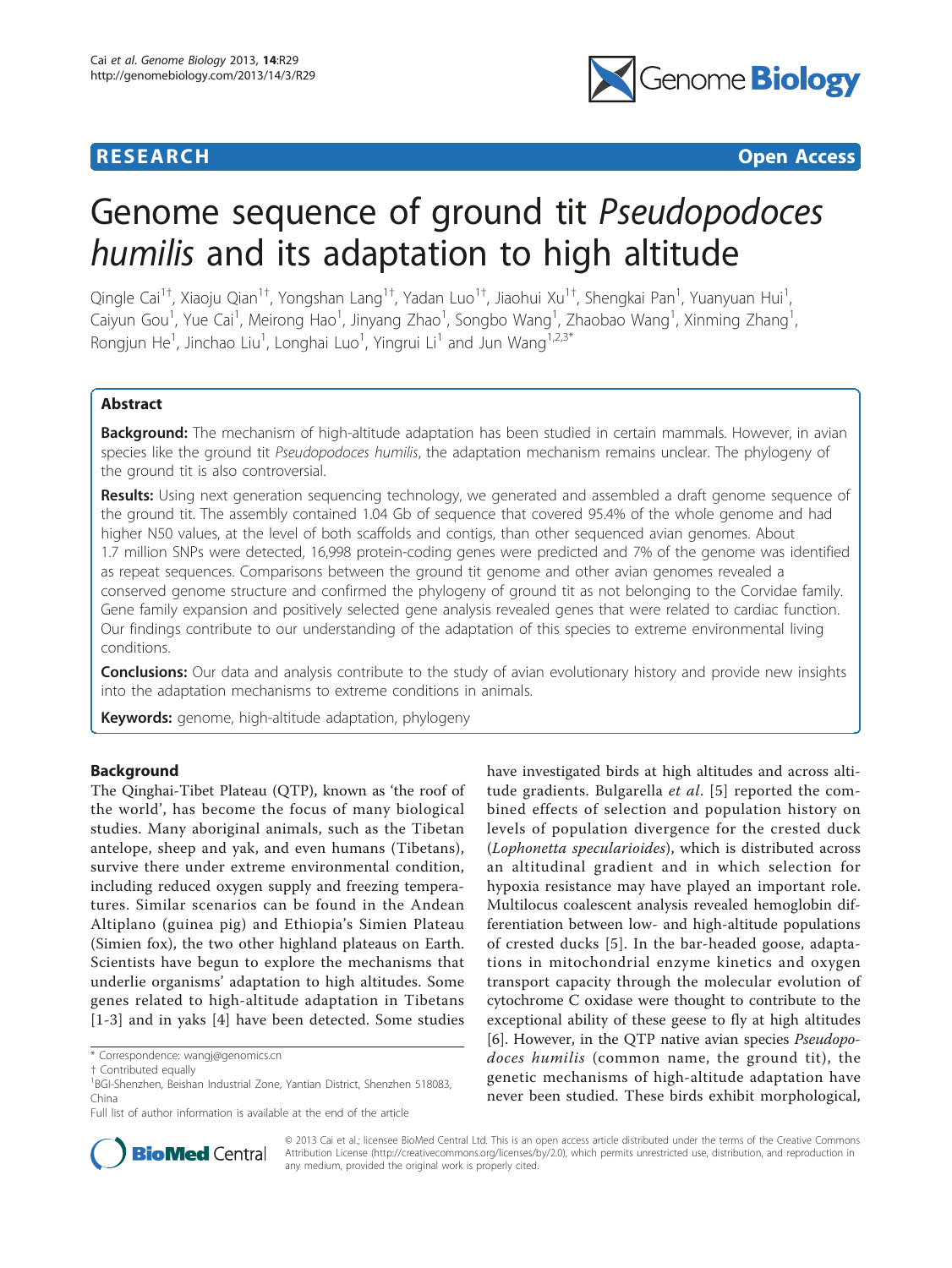**RESEARCH** **Open Access**

# Genome sequence of ground tit *Pseudopodoces humilis* and its adaptation to high altitude

Qingle Cai[1†], Xiaoju Qian[1†], Yongshan Lang[1†], Yadan Luo[1†], Jiaohui Xu[1†], Shengkai Pan[1], Yuanyuan Hui[1], Caiyun Gou[1], Yue Cai[1], Meirong Hao[1], Jinyang Zhao[1], Songbo Wang[1], Zhaobao Wang[1], Xinming Zhang[1], Rongjun He[1], Jinchao Liu[1], Longhai Luo[1], Yingrui Li[1] and Jun Wang[1,2,3*]

## Abstract

**Background:** The mechanism of high-altitude adaptation has been studied in certain mammals. However, in avian species like the ground tit *Pseudopodoces humilis*, the adaptation mechanism remains unclear. The phylogeny of the ground tit is also controversial.

**Results:** Using next generation sequencing technology, we generated and assembled a draft genome sequence of the ground tit. The assembly contained 1.04 Gb of sequence that covered 95.4% of the whole genome and had higher N50 values, at the level of both scaffolds and contigs, than other sequenced avian genomes. About 1.7 million SNPs were detected, 16,998 protein-coding genes were predicted and 7% of the genome was identified as repeat sequences. Comparisons between the ground tit genome and other avian genomes revealed a conserved genome structure and confirmed the phylogeny of ground tit as not belonging to the Corvidae family. Gene family expansion and positively selected gene analysis revealed genes that were related to cardiac function. Our findings contribute to our understanding of the adaptation of this species to extreme environmental living conditions.

**Conclusions:** Our data and analysis contribute to the study of avian evolutionary history and provide new insights into the adaptation mechanisms to extreme conditions in animals.

**Keywords:** genome, high-altitude adaptation, phylogeny

## Background

The Qinghai-Tibet Plateau (QTP), known as 'the roof of the world', has become the focus of many biological studies. Many aboriginal animals, such as the Tibetan antelope, sheep and yak, and even humans (Tibetans), survive there under extreme environmental condition, including reduced oxygen supply and freezing temperatures. Similar scenarios can be found in the Andean Altiplano (guinea pig) and Ethiopia's Simien Plateau (Simien fox), the two other highland plateaus on Earth. Scientists have begun to explore the mechanisms that underlie organisms' adaptation to high altitudes. Some genes related to high-altitude adaptation in Tibetans [1-3] and in yaks [4] have been detected. Some studies have investigated birds at high altitudes and across altitude gradients. Bulgarella *et al*. [5] reported the combined effects of selection and population history on levels of population divergence for the crested duck (*Lophonetta specularioides*), which is distributed across an altitudinal gradient and in which selection for hypoxia resistance may have played an important role. Multilocus coalescent analysis revealed hemoglobin differentiation between low- and high-altitude populations of crested ducks [5]. In the bar-headed goose, adaptations in mitochondrial enzyme kinetics and oxygen transport capacity through the molecular evolution of cytochrome C oxidase were thought to contribute to the exceptional ability of these geese to fly at high altitudes [6]. However, in the QTP native avian species *Pseudopodoces humilis* (common name, the ground tit), the genetic mechanisms of high-altitude adaptation have never been studied. These birds exhibit morphological,

\* Correspondence: wangj@genomics.cn

† Contributed equally

[1]BGI-Shenzhen, Beishan Industrial Zone, Yantian District, Shenzhen 518083, China

Full list of author information is available at the end of the article

© 2013 Cai et al.; licensee BioMed Central Ltd. This is an open access article distributed under the terms of the Creative Commons Attribution License (http://creativecommons.org/licenses/by/2.0), which permits unrestricted use, distribution, and reproduction in any medium, provided the original work is properly cited.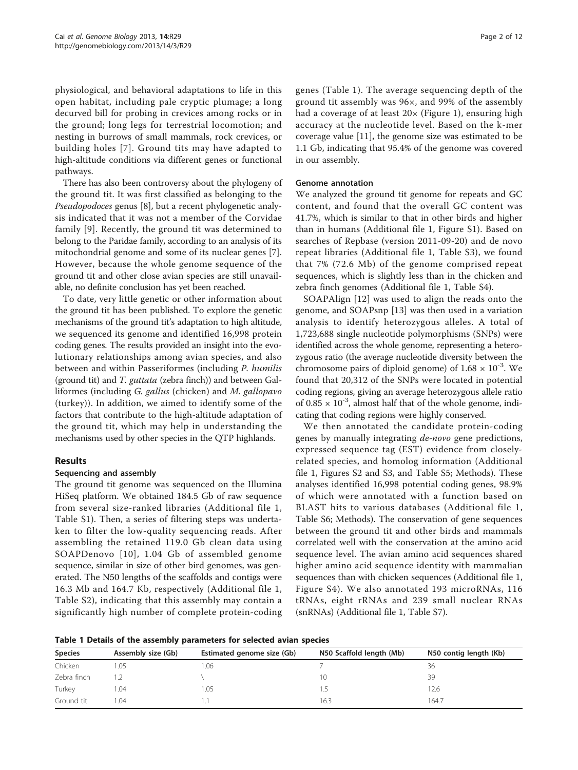physiological, and behavioral adaptations to life in this open habitat, including pale cryptic plumage; a long decurved bill for probing in crevices among rocks or in the ground; long legs for terrestrial locomotion; and nesting in burrows of small mammals, rock crevices, or building holes [7]. Ground tits may have adapted to high-altitude conditions via different genes or functional pathways.

There has also been controversy about the phylogeny of the ground tit. It was first classified as belonging to the *Pseudopodoces* genus [8], but a recent phylogenetic analysis indicated that it was not a member of the Corvidae family [9]. Recently, the ground tit was determined to belong to the Paridae family, according to an analysis of its mitochondrial genome and some of its nuclear genes [7]. However, because the whole genome sequence of the ground tit and other close avian species are still unavailable, no definite conclusion has yet been reached.

To date, very little genetic or other information about the ground tit has been published. To explore the genetic mechanisms of the ground tit's adaptation to high altitude, we sequenced its genome and identified 16,998 protein coding genes. The results provided an insight into the evolutionary relationships among avian species, and also between and within Passeriformes (including *P. humilis* (ground tit) and *T. guttata* (zebra finch)) and between Galliformes (including *G. gallus* (chicken) and *M. gallopavo* (turkey)). In addition, we aimed to identify some of the factors that contribute to the high-altitude adaptation of the ground tit, which may help in understanding the mechanisms used by other species in the QTP highlands.

## Results

### Sequencing and assembly

The ground tit genome was sequenced on the Illumina HiSeq platform. We obtained 184.5 Gb of raw sequence from several size-ranked libraries (Additional file 1, Table S1). Then, a series of filtering steps was undertaken to filter the low-quality sequencing reads. After assembling the retained 119.0 Gb clean data using SOAPDenovo [10], 1.04 Gb of assembled genome sequence, similar in size of other bird genomes, was generated. The N50 lengths of the scaffolds and contigs were 16.3 Mb and 164.7 Kb, respectively (Additional file 1, Table S2), indicating that this assembly may contain a significantly high number of complete protein-coding genes (Table 1). The average sequencing depth of the ground tit assembly was 96×, and 99% of the assembly had a coverage of at least 20× (Figure 1), ensuring high accuracy at the nucleotide level. Based on the k-mer coverage value [11], the genome size was estimated to be 1.1 Gb, indicating that 95.4% of the genome was covered in our assembly.

### Genome annotation

We analyzed the ground tit genome for repeats and GC content, and found that the overall GC content was 41.7%, which is similar to that in other birds and higher than in humans (Additional file 1, Figure S1). Based on searches of Repbase (version 2011-09-20) and de novo repeat libraries (Additional file 1, Table S3), we found that 7% (72.6 Mb) of the genome comprised repeat sequences, which is slightly less than in the chicken and zebra finch genomes (Additional file 1, Table S4).

SOAPAlign [12] was used to align the reads onto the genome, and SOAPsnp [13] was then used in a variation analysis to identify heterozygous alleles. A total of 1,723,688 single nucleotide polymorphisms (SNPs) were identified across the whole genome, representing a heterozygous ratio (the average nucleotide diversity between the chromosome pairs of diploid genome) of $1.68 \times 10^{-3}$. We found that 20,312 of the SNPs were located in potential coding regions, giving an average heterozygous allele ratio of $0.85 \times 10^{-3}$, almost half that of the whole genome, indicating that coding regions were highly conserved.

We then annotated the candidate protein-coding genes by manually integrating *de-novo* gene predictions, expressed sequence tag (EST) evidence from closely-related species, and homolog information (Additional file 1, Figures S2 and S3, and Table S5; Methods). These analyses identified 16,998 potential coding genes, 98.9% of which were annotated with a function based on BLAST hits to various databases (Additional file 1, Table S6; Methods). The conservation of gene sequences between the ground tit and other birds and mammals correlated well with the conservation at the amino acid sequence level. The avian amino acid sequences shared higher amino acid sequence identity with mammalian sequences than with chicken sequences (Additional file 1, Figure S4). We also annotated 193 microRNAs, 116 tRNAs, eight rRNAs and 239 small nuclear RNAs (snRNAs) (Additional file 1, Table S7).

**Table 1 Details of the assembly parameters for selected avian species**

| Species | Assembly size (Gb) | Estimated genome size (Gb) | N50 Scaffold length (Mb) | N50 contig length (Kb) |
|---|---|---|---|---|
| Chicken | 1.05 | 1.06 | 7 | 36 |
| Zebra finch | 1.2 | \ | 10 | 39 |
| Turkey | 1.04 | 1.05 | 1.5 | 12.6 |
| Ground tit | 1.04 | 1.1 | 16.3 | 164.7 |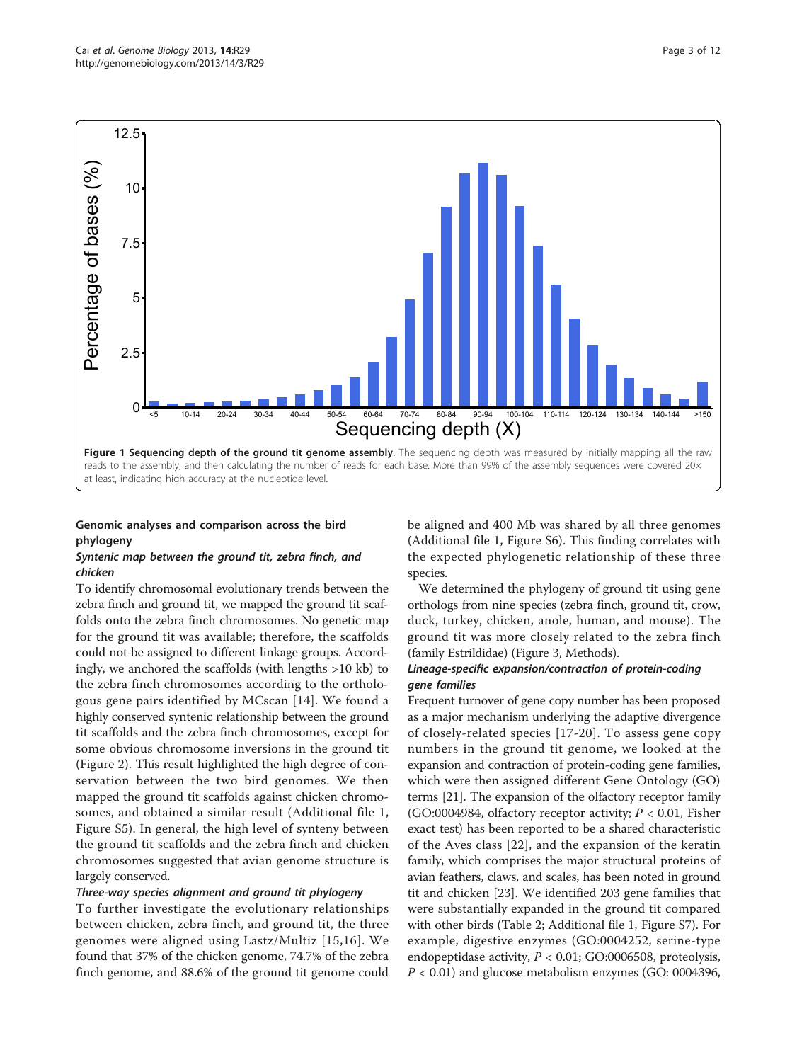**Figure 1 Sequencing depth of the ground tit genome assembly**. The sequencing depth was measured by initially mapping all the raw reads to the assembly, and then calculating the number of reads for each base. More than 99% of the assembly sequences were covered 20× at least, indicating high accuracy at the nucleotide level.

## Genomic analyses and comparison across the bird phylogeny

### *Syntenic map between the ground tit, zebra finch, and chicken*

To identify chromosomal evolutionary trends between the zebra finch and ground tit, we mapped the ground tit scaffolds onto the zebra finch chromosomes. No genetic map for the ground tit was available; therefore, the scaffolds could not be assigned to different linkage groups. Accordingly, we anchored the scaffolds (with lengths >10 kb) to the zebra finch chromosomes according to the orthologous gene pairs identified by MCscan [14]. We found a highly conserved syntenic relationship between the ground tit scaffolds and the zebra finch chromosomes, except for some obvious chromosome inversions in the ground tit (Figure 2). This result highlighted the high degree of conservation between the two bird genomes. We then mapped the ground tit scaffolds against chicken chromosomes, and obtained a similar result (Additional file 1, Figure S5). In general, the high level of synteny between the ground tit scaffolds and the zebra finch and chicken chromosomes suggested that avian genome structure is largely conserved.

### *Three-way species alignment and ground tit phylogeny*

To further investigate the evolutionary relationships between chicken, zebra finch, and ground tit, the three genomes were aligned using Lastz/Multiz [15,16]. We found that 37% of the chicken genome, 74.7% of the zebra finch genome, and 88.6% of the ground tit genome could be aligned and 400 Mb was shared by all three genomes (Additional file 1, Figure S6). This finding correlates with the expected phylogenetic relationship of these three species.

We determined the phylogeny of ground tit using gene orthologs from nine species (zebra finch, ground tit, crow, duck, turkey, chicken, anole, human, and mouse). The ground tit was more closely related to the zebra finch (family Estrildidae) (Figure 3, Methods).

### *Lineage-specific expansion/contraction of protein-coding gene families*

Frequent turnover of gene copy number has been proposed as a major mechanism underlying the adaptive divergence of closely-related species [17-20]. To assess gene copy numbers in the ground tit genome, we looked at the expansion and contraction of protein-coding gene families, which were then assigned different Gene Ontology (GO) terms [21]. The expansion of the olfactory receptor family (GO:0004984, olfactory receptor activity; $P < 0.01$, Fisher exact test) has been reported to be a shared characteristic of the Aves class [22], and the expansion of the keratin family, which comprises the major structural proteins of avian feathers, claws, and scales, has been noted in ground tit and chicken [23]. We identified 203 gene families that were substantially expanded in the ground tit compared with other birds (Table 2; Additional file 1, Figure S7). For example, digestive enzymes (GO:0004252, serine-type endopeptidase activity, $P < 0.01$; GO:0006508, proteolysis, $P < 0.01$) and glucose metabolism enzymes (GO: 0004396,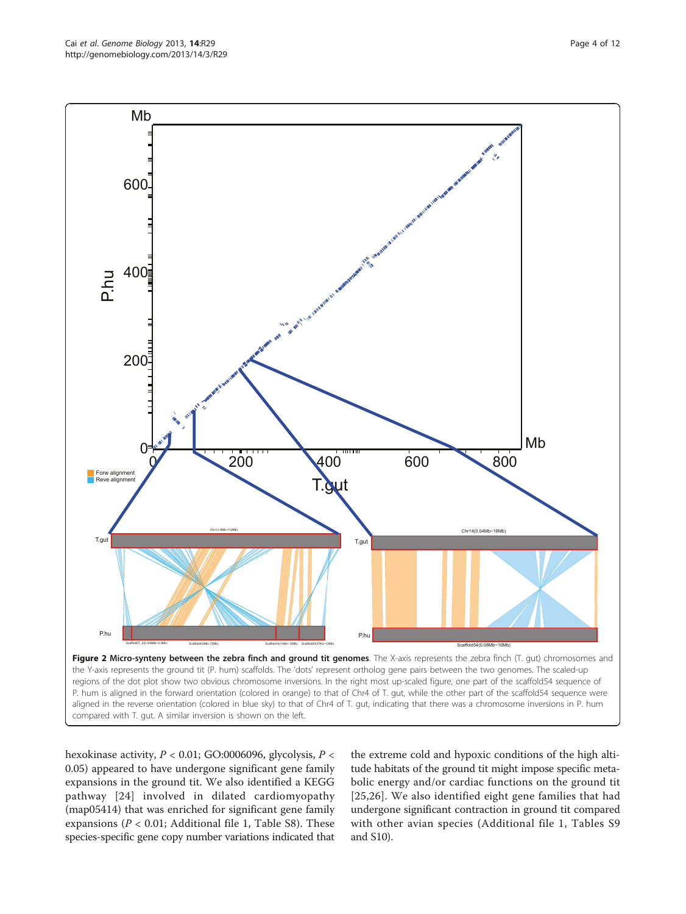**Figure 2 Micro-synteny between the zebra finch and ground tit genomes**. The X-axis represents the zebra finch (T. gut) chromosomes and the Y-axis represents the ground tit (P. hum) scaffolds. The 'dots' represent ortholog gene pairs between the two genomes. The scaled-up regions of the dot plot show two obvious chromosome inversions. In the right most up-scaled figure, one part of the scaffold54 sequence of P. hum is aligned in the forward orientation (colored in orange) to that of Chr4 of T. gut, while the other part of the scaffold54 sequence were aligned in the reverse orientation (colored in blue sky) to that of Chr4 of T. gut, indicating that there was a chromosome inversions in P. hum compared with T. gut. A similar inversion is shown on the left.

hexokinase activity, $P < 0.01$; GO:0006096, glycolysis, $P < 0.05$) appeared to have undergone significant gene family expansions in the ground tit. We also identified a KEGG pathway [24] involved in dilated cardiomyopathy (map05414) that was enriched for significant gene family expansions ($P < 0.01$; Additional file 1, Table S8). These species-specific gene copy number variations indicated that the extreme cold and hypoxic conditions of the high altitude habitats of the ground tit might impose specific metabolic energy and/or cardiac functions on the ground tit [25,26]. We also identified eight gene families that had undergone significant contraction in ground tit compared with other avian species (Additional file 1, Tables S9 and S10).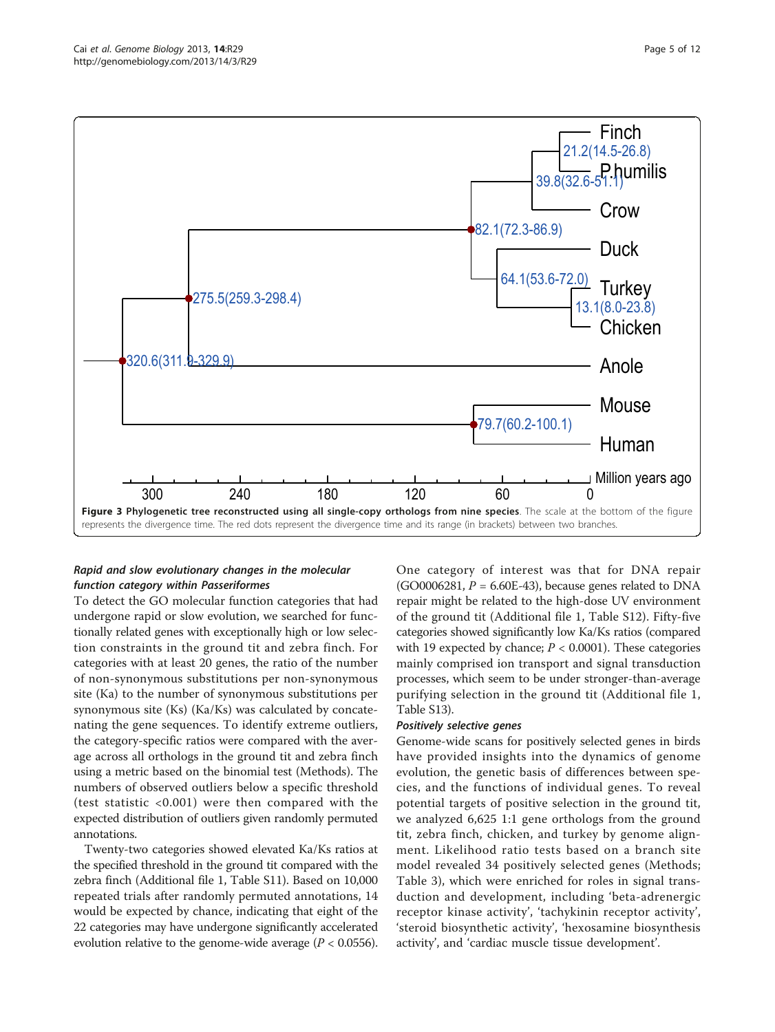**Figure 3 Phylogenetic tree reconstructed using all single-copy orthologs from nine species**. The scale at the bottom of the figure represents the divergence time. The red dots represent the divergence time and its range (in brackets) between two branches.

### *Rapid and slow evolutionary changes in the molecular function category within Passeriformes*

To detect the GO molecular function categories that had undergone rapid or slow evolution, we searched for functionally related genes with exceptionally high or low selection constraints in the ground tit and zebra finch. For categories with at least 20 genes, the ratio of the number of non-synonymous substitutions per non-synonymous site (Ka) to the number of synonymous substitutions per synonymous site (Ks) (Ka/Ks) was calculated by concatenating the gene sequences. To identify extreme outliers, the category-specific ratios were compared with the average across all orthologs in the ground tit and zebra finch using a metric based on the binomial test (Methods). The numbers of observed outliers below a specific threshold (test statistic <0.001) were then compared with the expected distribution of outliers given randomly permuted annotations.

Twenty-two categories showed elevated Ka/Ks ratios at the specified threshold in the ground tit compared with the zebra finch (Additional file 1, Table S11). Based on 10,000 repeated trials after randomly permuted annotations, 14 would be expected by chance, indicating that eight of the 22 categories may have undergone significantly accelerated evolution relative to the genome-wide average ($P < 0.0556$). One category of interest was that for DNA repair (GO0006281, $P$ = 6.60E-43), because genes related to DNA repair might be related to the high-dose UV environment of the ground tit (Additional file 1, Table S12). Fifty-five categories showed significantly low Ka/Ks ratios (compared with 19 expected by chance; $P < 0.0001$). These categories mainly comprised ion transport and signal transduction processes, which seem to be under stronger-than-average purifying selection in the ground tit (Additional file 1, Table S13).

### *Positively selective genes*

Genome-wide scans for positively selected genes in birds have provided insights into the dynamics of genome evolution, the genetic basis of differences between species, and the functions of individual genes. To reveal potential targets of positive selection in the ground tit, we analyzed 6,625 1:1 gene orthologs from the ground tit, zebra finch, chicken, and turkey by genome alignment. Likelihood ratio tests based on a branch site model revealed 34 positively selected genes (Methods; Table 3), which were enriched for roles in signal transduction and development, including 'beta-adrenergic receptor kinase activity', 'tachykinin receptor activity', 'steroid biosynthetic activity', 'hexosamine biosynthesis activity', and 'cardiac muscle tissue development'.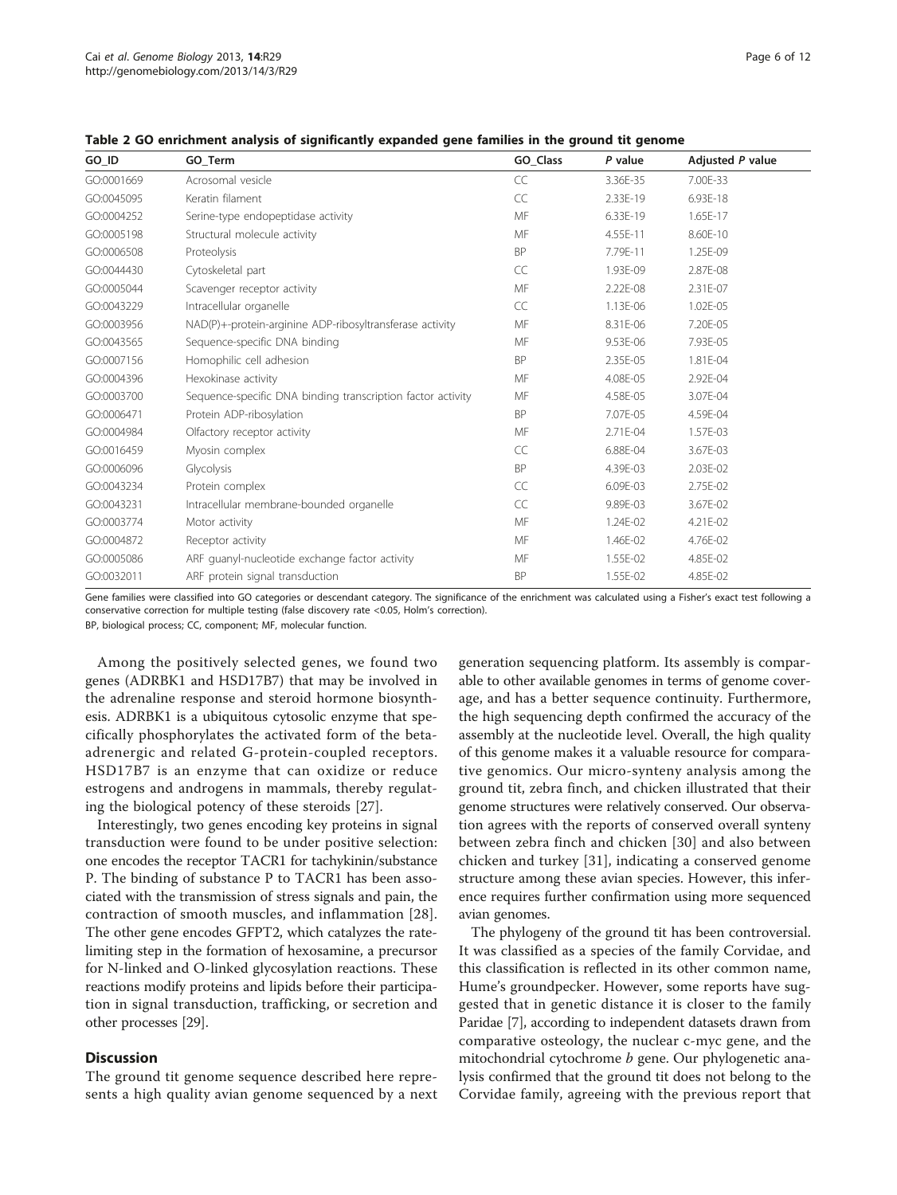**Table 2 GO enrichment analysis of significantly expanded gene families in the ground tit genome**

| GO_ID | GO_Term | GO_Class | *P* value | Adjusted *P* value |
|---|---|---|---|---|
| GO:0001669 | Acrosomal vesicle | CC | 3.36E-35 | 7.00E-33 |
| GO:0045095 | Keratin filament | CC | 2.33E-19 | 6.93E-18 |
| GO:0004252 | Serine-type endopeptidase activity | MF | 6.33E-19 | 1.65E-17 |
| GO:0005198 | Structural molecule activity | MF | 4.55E-11 | 8.60E-10 |
| GO:0006508 | Proteolysis | BP | 7.79E-11 | 1.25E-09 |
| GO:0044430 | Cytoskeletal part | CC | 1.93E-09 | 2.87E-08 |
| GO:0005044 | Scavenger receptor activity | MF | 2.22E-08 | 2.31E-07 |
| GO:0043229 | Intracellular organelle | CC | 1.13E-06 | 1.02E-05 |
| GO:0003956 | NAD(P)+-protein-arginine ADP-ribosyltransferase activity | MF | 8.31E-06 | 7.20E-05 |
| GO:0043565 | Sequence-specific DNA binding | MF | 9.53E-06 | 7.93E-05 |
| GO:0007156 | Homophilic cell adhesion | BP | 2.35E-05 | 1.81E-04 |
| GO:0004396 | Hexokinase activity | MF | 4.08E-05 | 2.92E-04 |
| GO:0003700 | Sequence-specific DNA binding transcription factor activity | MF | 4.58E-05 | 3.07E-04 |
| GO:0006471 | Protein ADP-ribosylation | BP | 7.07E-05 | 4.59E-04 |
| GO:0004984 | Olfactory receptor activity | MF | 2.71E-04 | 1.57E-03 |
| GO:0016459 | Myosin complex | CC | 6.88E-04 | 3.67E-03 |
| GO:0006096 | Glycolysis | BP | 4.39E-03 | 2.03E-02 |
| GO:0043234 | Protein complex | CC | 6.09E-03 | 2.75E-02 |
| GO:0043231 | Intracellular membrane-bounded organelle | CC | 9.89E-03 | 3.67E-02 |
| GO:0003774 | Motor activity | MF | 1.24E-02 | 4.21E-02 |
| GO:0004872 | Receptor activity | MF | 1.46E-02 | 4.76E-02 |
| GO:0005086 | ARF guanyl-nucleotide exchange factor activity | MF | 1.55E-02 | 4.85E-02 |
| GO:0032011 | ARF protein signal transduction | BP | 1.55E-02 | 4.85E-02 |

Gene families were classified into GO categories or descendant category. The significance of the enrichment was calculated using a Fisher's exact test following a conservative correction for multiple testing (false discovery rate <0.05, Holm's correction).
BP, biological process; CC, component; MF, molecular function.

Among the positively selected genes, we found two genes (ADRBK1 and HSD17B7) that may be involved in the adrenaline response and steroid hormone biosynthesis. ADRBK1 is a ubiquitous cytosolic enzyme that specifically phosphorylates the activated form of the beta-adrenergic and related G-protein-coupled receptors. HSD17B7 is an enzyme that can oxidize or reduce estrogens and androgens in mammals, thereby regulating the biological potency of these steroids [27].

Interestingly, two genes encoding key proteins in signal transduction were found to be under positive selection: one encodes the receptor TACR1 for tachykinin/substance P. The binding of substance P to TACR1 has been associated with the transmission of stress signals and pain, the contraction of smooth muscles, and inflammation [28]. The other gene encodes GFPT2, which catalyzes the rate-limiting step in the formation of hexosamine, a precursor for N-linked and O-linked glycosylation reactions. These reactions modify proteins and lipids before their participation in signal transduction, trafficking, or secretion and other processes [29].

## Discussion

The ground tit genome sequence described here represents a high quality avian genome sequenced by a next generation sequencing platform. Its assembly is comparable to other available genomes in terms of genome coverage, and has a better sequence continuity. Furthermore, the high sequencing depth confirmed the accuracy of the assembly at the nucleotide level. Overall, the high quality of this genome makes it a valuable resource for comparative genomics. Our micro-synteny analysis among the ground tit, zebra finch, and chicken illustrated that their genome structures were relatively conserved. Our observation agrees with the reports of conserved overall synteny between zebra finch and chicken [30] and also between chicken and turkey [31], indicating a conserved genome structure among these avian species. However, this inference requires further confirmation using more sequenced avian genomes.

The phylogeny of the ground tit has been controversial. It was classified as a species of the family Corvidae, and this classification is reflected in its other common name, Hume's groundpecker. However, some reports have suggested that in genetic distance it is closer to the family Paridae [7], according to independent datasets drawn from comparative osteology, the nuclear c-myc gene, and the mitochondrial cytochrome *b* gene. Our phylogenetic analysis confirmed that the ground tit does not belong to the Corvidae family, agreeing with the previous report that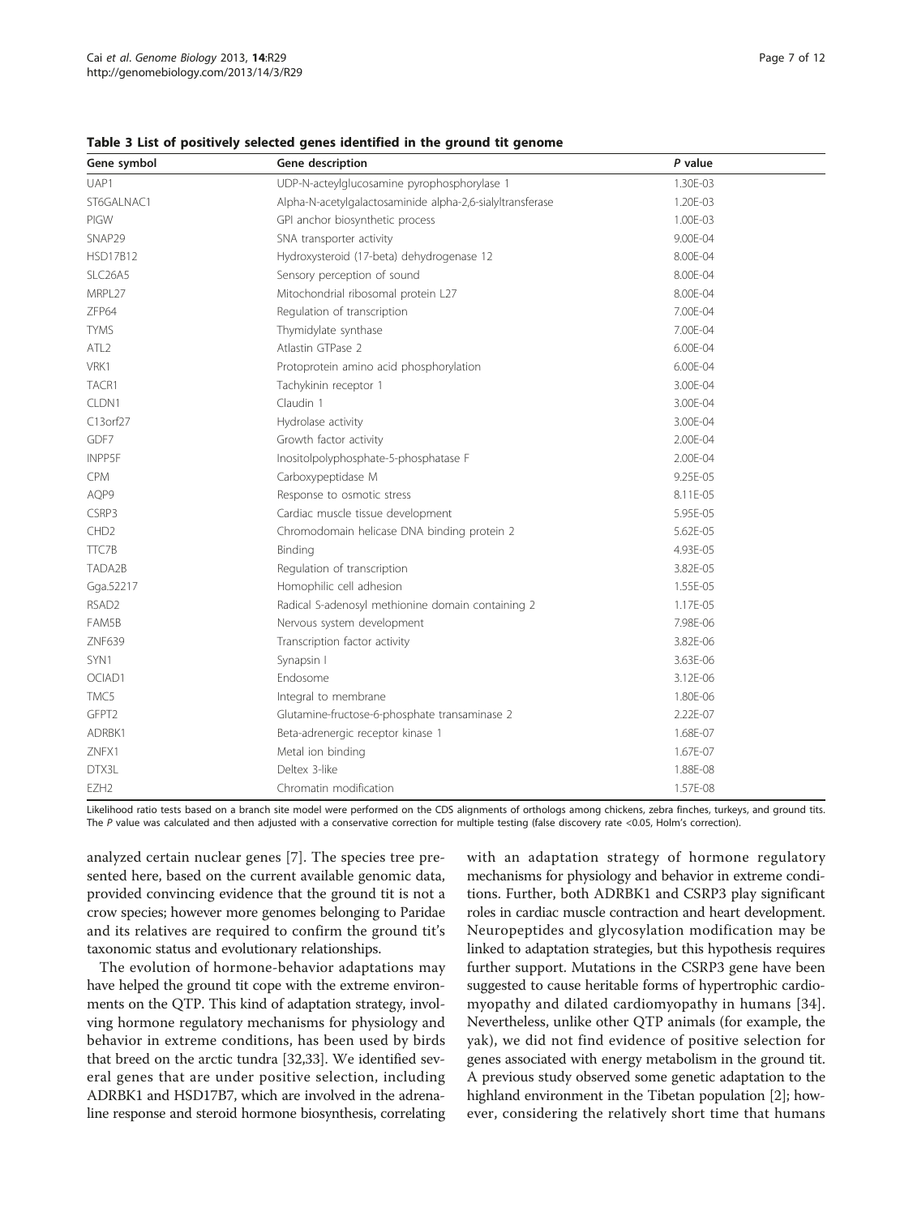**Table 3 List of positively selected genes identified in the ground tit genome**

| Gene symbol | Gene description | *P* value |
|---|---|---|
| UAP1 | UDP-N-acteylglucosamine pyrophosphorylase 1 | 1.30E-03 |
| ST6GALNAC1 | Alpha-N-acetylgalactosaminide alpha-2,6-sialyltransferase | 1.20E-03 |
| PIGW | GPI anchor biosynthetic process | 1.00E-03 |
| SNAP29 | SNA transporter activity | 9.00E-04 |
| HSD17B12 | Hydroxysteroid (17-beta) dehydrogenase 12 | 8.00E-04 |
| SLC26A5 | Sensory perception of sound | 8.00E-04 |
| MRPL27 | Mitochondrial ribosomal protein L27 | 8.00E-04 |
| ZFP64 | Regulation of transcription | 7.00E-04 |
| TYMS | Thymidylate synthase | 7.00E-04 |
| ATL2 | Atlastin GTPase 2 | 6.00E-04 |
| VRK1 | Protoprotein amino acid phosphorylation | 6.00E-04 |
| TACR1 | Tachykinin receptor 1 | 3.00E-04 |
| CLDN1 | Claudin 1 | 3.00E-04 |
| C13orf27 | Hydrolase activity | 3.00E-04 |
| GDF7 | Growth factor activity | 2.00E-04 |
| INPP5F | Inositolpolyphosphate-5-phosphatase F | 2.00E-04 |
| CPM | Carboxypeptidase M | 9.25E-05 |
| AQP9 | Response to osmotic stress | 8.11E-05 |
| CSRP3 | Cardiac muscle tissue development | 5.95E-05 |
| CHD2 | Chromodomain helicase DNA binding protein 2 | 5.62E-05 |
| TTC7B | Binding | 4.93E-05 |
| TADA2B | Regulation of transcription | 3.82E-05 |
| Gga.52217 | Homophilic cell adhesion | 1.55E-05 |
| RSAD2 | Radical S-adenosyl methionine domain containing 2 | 1.17E-05 |
| FAM5B | Nervous system development | 7.98E-06 |
| ZNF639 | Transcription factor activity | 3.82E-06 |
| SYN1 | Synapsin I | 3.63E-06 |
| OCIAD1 | Endosome | 3.12E-06 |
| TMC5 | Integral to membrane | 1.80E-06 |
| GFPT2 | Glutamine-fructose-6-phosphate transaminase 2 | 2.22E-07 |
| ADRBK1 | Beta-adrenergic receptor kinase 1 | 1.68E-07 |
| ZNFX1 | Metal ion binding | 1.67E-07 |
| DTX3L | Deltex 3-like | 1.88E-08 |
| EZH2 | Chromatin modification | 1.57E-08 |

Likelihood ratio tests based on a branch site model were performed on the CDS alignments of orthologs among chickens, zebra finches, turkeys, and ground tits. The *P* value was calculated and then adjusted with a conservative correction for multiple testing (false discovery rate <0.05, Holm's correction).

analyzed certain nuclear genes [7]. The species tree presented here, based on the current available genomic data, provided convincing evidence that the ground tit is not a crow species; however more genomes belonging to Paridae and its relatives are required to confirm the ground tit's taxonomic status and evolutionary relationships.

The evolution of hormone-behavior adaptations may have helped the ground tit cope with the extreme environments on the QTP. This kind of adaptation strategy, involving hormone regulatory mechanisms for physiology and behavior in extreme conditions, has been used by birds that breed on the arctic tundra [32,33]. We identified several genes that are under positive selection, including ADRBK1 and HSD17B7, which are involved in the adrenaline response and steroid hormone biosynthesis, correlating with an adaptation strategy of hormone regulatory mechanisms for physiology and behavior in extreme conditions. Further, both ADRBK1 and CSRP3 play significant roles in cardiac muscle contraction and heart development. Neuropeptides and glycosylation modification may be linked to adaptation strategies, but this hypothesis requires further support. Mutations in the CSRP3 gene have been suggested to cause heritable forms of hypertrophic cardiomyopathy and dilated cardiomyopathy in humans [34]. Nevertheless, unlike other QTP animals (for example, the yak), we did not find evidence of positive selection for genes associated with energy metabolism in the ground tit. A previous study observed some genetic adaptation to the highland environment in the Tibetan population [2]; however, considering the relatively short time that humans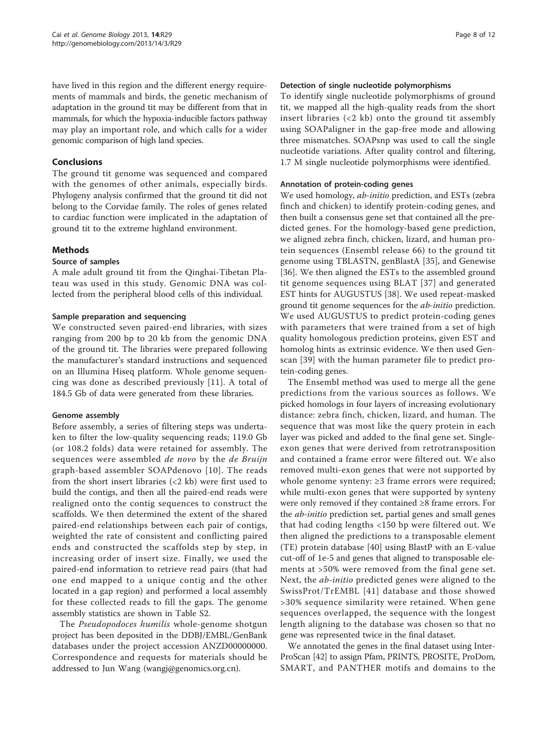have lived in this region and the different energy requirements of mammals and birds, the genetic mechanism of adaptation in the ground tit may be different from that in mammals, for which the hypoxia-inducible factors pathway may play an important role, and which calls for a wider genomic comparison of high land species.

## Conclusions

The ground tit genome was sequenced and compared with the genomes of other animals, especially birds. Phylogeny analysis confirmed that the ground tit did not belong to the Corvidae family. The roles of genes related to cardiac function were implicated in the adaptation of ground tit to the extreme highland environment.

## Methods

### Source of samples

A male adult ground tit from the Qinghai-Tibetan Plateau was used in this study. Genomic DNA was collected from the peripheral blood cells of this individual.

#### Sample preparation and sequencing

We constructed seven paired-end libraries, with sizes ranging from 200 bp to 20 kb from the genomic DNA of the ground tit. The libraries were prepared following the manufacturer's standard instructions and sequenced on an Illumina Hiseq platform. Whole genome sequencing was done as described previously [11]. A total of 184.5 Gb of data were generated from these libraries.

#### Genome assembly

Before assembly, a series of filtering steps was undertaken to filter the low-quality sequencing reads; 119.0 Gb (or 108.2 folds) data were retained for assembly. The sequences were assembled *de novo* by the *de Bruijn* graph-based assembler SOAPdenovo [10]. The reads from the short insert libraries (<2 kb) were first used to build the contigs, and then all the paired-end reads were realigned onto the contig sequences to construct the scaffolds. We then determined the extent of the shared paired-end relationships between each pair of contigs, weighted the rate of consistent and conflicting paired ends and constructed the scaffolds step by step, in increasing order of insert size. Finally, we used the paired-end information to retrieve read pairs (that had one end mapped to a unique contig and the other located in a gap region) and performed a local assembly for these collected reads to fill the gaps. The genome assembly statistics are shown in Table S2.

The *Pseudopodoces humilis* whole-genome shotgun project has been deposited in the DDBJ/EMBL/GenBank databases under the project accession ANZD00000000. Correspondence and requests for materials should be addressed to Jun Wang (wangj@genomics.org.cn).

#### Detection of single nucleotide polymorphisms

To identify single nucleotide polymorphisms of ground tit, we mapped all the high-quality reads from the short insert libraries (<2 kb) onto the ground tit assembly using SOAPaligner in the gap-free mode and allowing three mismatches. SOAPsnp was used to call the single nucleotide variations. After quality control and filtering, 1.7 M single nucleotide polymorphisms were identified.

#### Annotation of protein-coding genes

We used homology, *ab-initio* prediction, and ESTs (zebra finch and chicken) to identify protein-coding genes, and then built a consensus gene set that contained all the predicted genes. For the homology-based gene prediction, we aligned zebra finch, chicken, lizard, and human protein sequences (Ensembl release 66) to the ground tit genome using TBLASTN, genBlastA [35], and Genewise [36]. We then aligned the ESTs to the assembled ground tit genome sequences using BLAT [37] and generated EST hints for AUGUSTUS [38]. We used repeat-masked ground tit genome sequences for the *ab-initio* prediction. We used AUGUSTUS to predict protein-coding genes with parameters that were trained from a set of high quality homologous prediction proteins, given EST and homolog hints as extrinsic evidence. We then used Genscan [39] with the human parameter file to predict protein-coding genes.

The Ensembl method was used to merge all the gene predictions from the various sources as follows. We picked homologs in four layers of increasing evolutionary distance: zebra finch, chicken, lizard, and human. The sequence that was most like the query protein in each layer was picked and added to the final gene set. Single-exon genes that were derived from retrotransposition and contained a frame error were filtered out. We also removed multi-exon genes that were not supported by whole genome synteny: ≥3 frame errors were required; while multi-exon genes that were supported by synteny were only removed if they contained ≥8 frame errors. For the *ab-initio* prediction set, partial genes and small genes that had coding lengths <150 bp were filtered out. We then aligned the predictions to a transposable element (TE) protein database [40] using BlastP with an E-value cut-off of 1e-5 and genes that aligned to transposable elements at >50% were removed from the final gene set. Next, the *ab-initio* predicted genes were aligned to the SwissProt/TrEMBL [41] database and those showed >30% sequence similarity were retained. When gene sequences overlapped, the sequence with the longest length aligning to the database was chosen so that no gene was represented twice in the final dataset.

We annotated the genes in the final dataset using InterProScan [42] to assign Pfam, PRINTS, PROSITE, ProDom, SMART, and PANTHER motifs and domains to the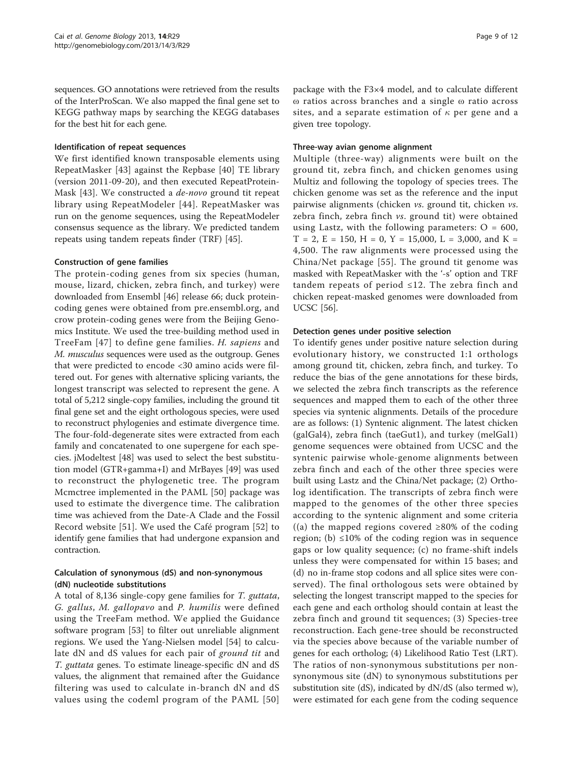sequences. GO annotations were retrieved from the results of the InterProScan. We also mapped the final gene set to KEGG pathway maps by searching the KEGG databases for the best hit for each gene.

### Identification of repeat sequences

We first identified known transposable elements using RepeatMasker [43] against the Repbase [40] TE library (version 2011-09-20), and then executed RepeatProteinMask [43]. We constructed a *de-novo* ground tit repeat library using RepeatModeler [44]. RepeatMasker was run on the genome sequences, using the RepeatModeler consensus sequence as the library. We predicted tandem repeats using tandem repeats finder (TRF) [45].

### Construction of gene families

The protein-coding genes from six species (human, mouse, lizard, chicken, zebra finch, and turkey) were downloaded from Ensembl [46] release 66; duck protein-coding genes were obtained from pre.ensembl.org, and crow protein-coding genes were from the Beijing Genomics Institute. We used the tree-building method used in TreeFam [47] to define gene families. *H. sapiens* and *M. musculus* sequences were used as the outgroup. Genes that were predicted to encode <30 amino acids were filtered out. For genes with alternative splicing variants, the longest transcript was selected to represent the gene. A total of 5,212 single-copy families, including the ground tit final gene set and the eight orthologous species, were used to reconstruct phylogenies and estimate divergence time. The four-fold-degenerate sites were extracted from each family and concatenated to one supergene for each species. jModeltest [48] was used to select the best substitution model (GTR+gamma+I) and MrBayes [49] was used to reconstruct the phylogenetic tree. The program Mcmctree implemented in the PAML [50] package was used to estimate the divergence time. The calibration time was achieved from the Date-A Clade and the Fossil Record website [51]. We used the Café program [52] to identify gene families that had undergone expansion and contraction.

### Calculation of synonymous (dS) and non-synonymous (dN) nucleotide substitutions

A total of 8,136 single-copy gene families for *T. guttata*, *G. gallus*, *M. gallopavo* and *P. humilis* were defined using the TreeFam method. We applied the Guidance software program [53] to filter out unreliable alignment regions. We used the Yang-Nielsen model [54] to calculate dN and dS values for each pair of *ground tit* and *T. guttata* genes. To estimate lineage-specific dN and dS values, the alignment that remained after the Guidance filtering was used to calculate in-branch dN and dS values using the codeml program of the PAML [50] package with the F3×4 model, and to calculate different ω ratios across branches and a single ω ratio across sites, and a separate estimation of $\kappa$ per gene and a given tree topology.

### Three-way avian genome alignment

Multiple (three-way) alignments were built on the ground tit, zebra finch, and chicken genomes using Multiz and following the topology of species trees. The chicken genome was set as the reference and the input pairwise alignments (chicken *vs*. ground tit, chicken *vs*. zebra finch, zebra finch *vs*. ground tit) were obtained using Lastz, with the following parameters: O = 600, T = 2, E = 150, H = 0, Y = 15,000, L = 3,000, and K = 4,500. The raw alignments were processed using the China/Net package [55]. The ground tit genome was masked with RepeatMasker with the '-s' option and TRF tandem repeats of period ≤12. The zebra finch and chicken repeat-masked genomes were downloaded from UCSC [56].

### Detection genes under positive selection

To identify genes under positive nature selection during evolutionary history, we constructed 1:1 orthologs among ground tit, chicken, zebra finch, and turkey. To reduce the bias of the gene annotations for these birds, we selected the zebra finch transcripts as the reference sequences and mapped them to each of the other three species via syntenic alignments. Details of the procedure are as follows: (1) Syntenic alignment. The latest chicken (galGal4), zebra finch (taeGut1), and turkey (melGal1) genome sequences were obtained from UCSC and the syntenic pairwise whole-genome alignments between zebra finch and each of the other three species were built using Lastz and the China/Net package; (2) Ortholog identification. The transcripts of zebra finch were mapped to the genomes of the other three species according to the syntenic alignment and some criteria ((a) the mapped regions covered ≥80% of the coding region; (b) ≤10% of the coding region was in sequence gaps or low quality sequence; (c) no frame-shift indels unless they were compensated for within 15 bases; and (d) no in-frame stop codons and all splice sites were conserved). The final orthologous sets were obtained by selecting the longest transcript mapped to the species for each gene and each ortholog should contain at least the zebra finch and ground tit sequences; (3) Species-tree reconstruction. Each gene-tree should be reconstructed via the species above because of the variable number of genes for each ortholog; (4) Likelihood Ratio Test (LRT). The ratios of non-synonymous substitutions per non-synonymous site (dN) to synonymous substitutions per substitution site (dS), indicated by dN/dS (also termed w), were estimated for each gene from the coding sequence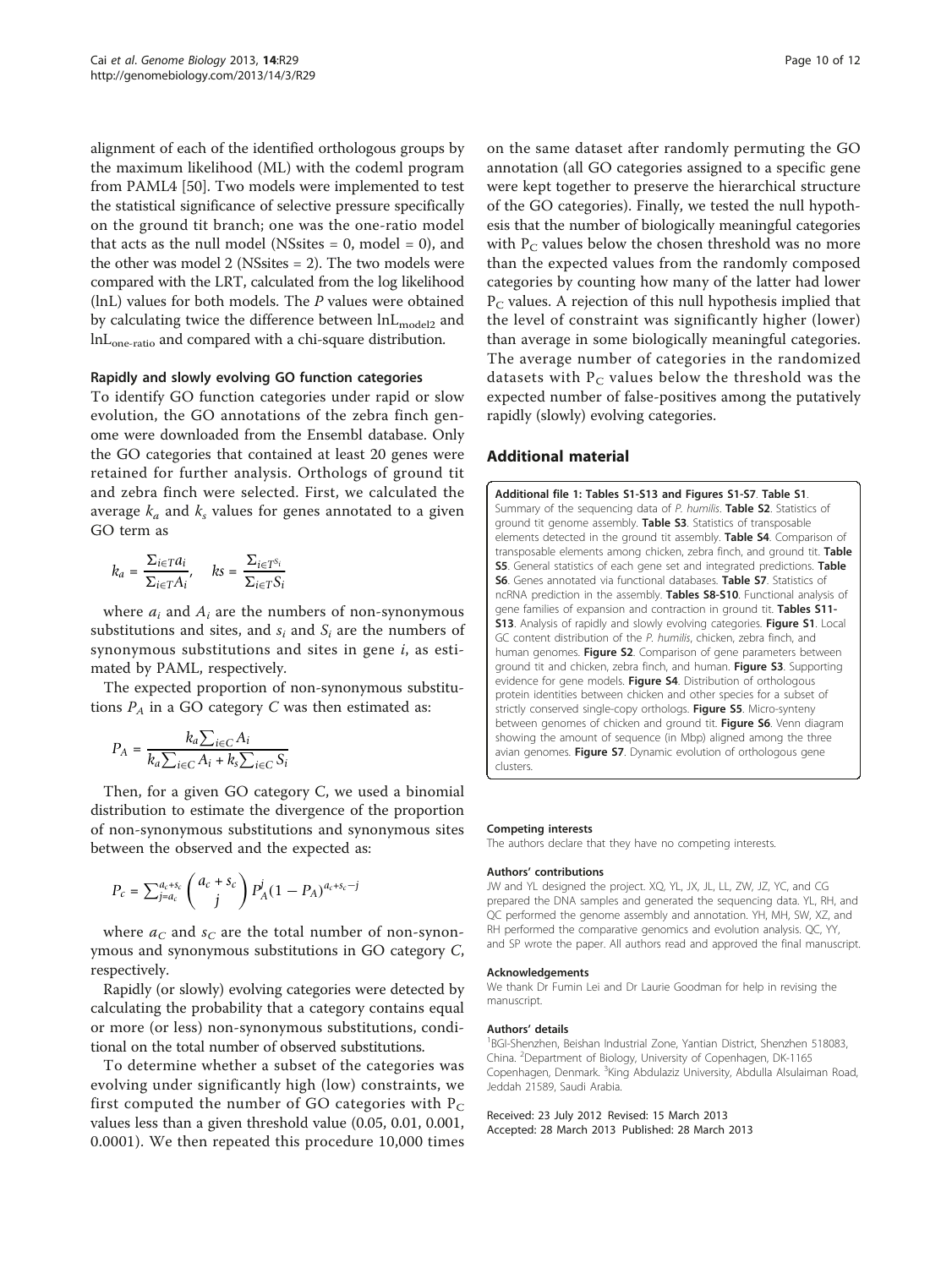alignment of each of the identified orthologous groups by the maximum likelihood (ML) with the codeml program from PAML4 [50]. Two models were implemented to test the statistical significance of selective pressure specifically on the ground tit branch; one was the one-ratio model that acts as the null model (NSsites = 0, model = 0), and the other was model 2 (NSsites = 2). The two models were compared with the LRT, calculated from the log likelihood (lnL) values for both models. The *P* values were obtained by calculating twice the difference between $lnL_{model2}$ and $lnL_{one\text{-}ratio}$ and compared with a chi-square distribution.

#### Rapidly and slowly evolving GO function categories

To identify GO function categories under rapid or slow evolution, the GO annotations of the zebra finch genome were downloaded from the Ensembl database. Only the GO categories that contained at least 20 genes were retained for further analysis. Orthologs of ground tit and zebra finch were selected. First, we calculated the average $k_a$ and $k_s$ values for genes annotated to a given GO term as

$$k_a = \frac{\sum_{i \in T} a_i}{\sum_{i \in T} A_i}, \quad ks = \frac{\sum_{i \in T} s_i}{\sum_{i \in T} S_i}$$

where $a_i$ and $A_i$ are the numbers of non-synonymous substitutions and sites, and $s_i$ and $S_i$ are the numbers of synonymous substitutions and sites in gene *i*, as estimated by PAML, respectively.

The expected proportion of non-synonymous substitutions $P_A$ in a GO category *C* was then estimated as:

$$P_A = \frac{k_a \sum_{i \in C} A_i}{k_a \sum_{i \in C} A_i + k_s \sum_{i \in C} S_i}$$

Then, for a given GO category C, we used a binomial distribution to estimate the divergence of the proportion of non-synonymous substitutions and synonymous sites between the observed and the expected as:

$$P_c = \sum_{j=a_c}^{a_c+s_c} \binom{a_c + s_c}{j} P_A^j (1 - P_A)^{a_c+s_c-j}$$

where $a_C$ and $s_C$ are the total number of non-synonymous and synonymous substitutions in GO category *C*, respectively.

Rapidly (or slowly) evolving categories were detected by calculating the probability that a category contains equal or more (or less) non-synonymous substitutions, conditional on the total number of observed substitutions.

To determine whether a subset of the categories was evolving under significantly high (low) constraints, we first computed the number of GO categories with $P_C$ values less than a given threshold value (0.05, 0.01, 0.001, 0.0001). We then repeated this procedure 10,000 times on the same dataset after randomly permuting the GO annotation (all GO categories assigned to a specific gene were kept together to preserve the hierarchical structure of the GO categories). Finally, we tested the null hypothesis that the number of biologically meaningful categories with $P_C$ values below the chosen threshold was no more than the expected values from the randomly composed categories by counting how many of the latter had lower $P_C$ values. A rejection of this null hypothesis implied that the level of constraint was significantly higher (lower) than average in some biologically meaningful categories. The average number of categories in the randomized datasets with $P_C$ values below the threshold was the expected number of false-positives among the putatively rapidly (slowly) evolving categories.

## Additional material

**Additional file 1: Tables S1-S13 and Figures S1-S7**. **Table S1**. Summary of the sequencing data of *P. humilis*. **Table S2**. Statistics of ground tit genome assembly. **Table S3**. Statistics of transposable elements detected in the ground tit assembly. **Table S4**. Comparison of transposable elements among chicken, zebra finch, and ground tit. **Table S5**. General statistics of each gene set and integrated predictions. **Table S6**. Genes annotated via functional databases. **Table S7**. Statistics of ncRNA prediction in the assembly. **Tables S8-S10**. Functional analysis of gene families of expansion and contraction in ground tit. **Tables S11-S13**. Analysis of rapidly and slowly evolving categories. **Figure S1**. Local GC content distribution of the *P. humilis*, chicken, zebra finch, and human genomes. **Figure S2**. Comparison of gene parameters between ground tit and chicken, zebra finch, and human. **Figure S3**. Supporting evidence for gene models. **Figure S4**. Distribution of orthologous protein identities between chicken and other species for a subset of strictly conserved single-copy orthologs. **Figure S5**. Micro-synteny between genomes of chicken and ground tit. **Figure S6**. Venn diagram showing the amount of sequence (in Mbp) aligned among the three avian genomes. **Figure S7**. Dynamic evolution of orthologous gene clusters.

#### Competing interests

The authors declare that they have no competing interests.

#### Authors' contributions

JW and YL designed the project. XQ, YL, JX, JL, LL, ZW, JZ, YC, and CG prepared the DNA samples and generated the sequencing data. YL, RH, and QC performed the genome assembly and annotation. YH, MH, SW, XZ, and RH performed the comparative genomics and evolution analysis. QC, YY, and SP wrote the paper. All authors read and approved the final manuscript.

#### Acknowledgements

We thank Dr Fumin Lei and Dr Laurie Goodman for help in revising the manuscript.

#### Authors' details

[1]BGI-Shenzhen, Beishan Industrial Zone, Yantian District, Shenzhen 518083, China. [2]Department of Biology, University of Copenhagen, DK-1165 Copenhagen, Denmark. [3]King Abdulaziz University, Abdulla Alsulaiman Road, Jeddah 21589, Saudi Arabia.

Received: 23 July 2012 Revised: 15 March 2013
Accepted: 28 March 2013 Published: 28 March 2013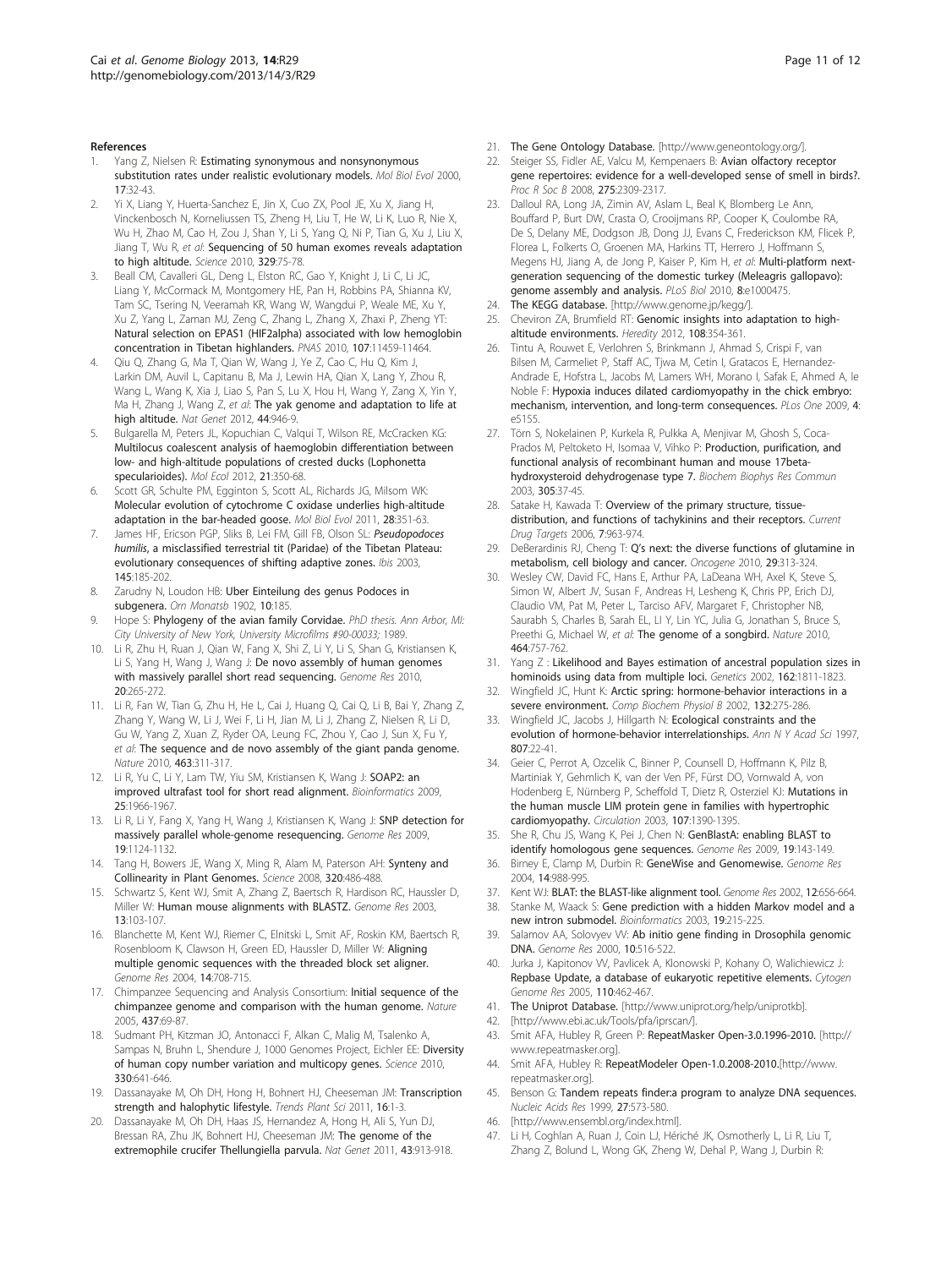## References

1. Yang Z, Nielsen R: Estimating synonymous and nonsynonymous substitution rates under realistic evolutionary models. *Mol Biol Evol* 2000, 17:32-43.
2. Yi X, Liang Y, Huerta-Sanchez E, Jin X, Cuo ZX, Pool JE, Xu X, Jiang H, Vinckenbosch N, Korneliussen TS, Zheng H, Liu T, He W, Li K, Luo R, Nie X, Wu H, Zhao M, Cao H, Zou J, Shan Y, Li S, Yang Q, Ni P, Tian G, Xu J, Liu X, Jiang T, Wu R, *et al*: Sequencing of 50 human exomes reveals adaptation to high altitude. *Science* 2010, 329:75-78.
3. Beall CM, Cavalleri GL, Deng L, Elston RC, Gao Y, Knight J, Li C, Li JC, Liang Y, McCormack M, Montgomery HE, Pan H, Robbins PA, Shianna KV, Tam SC, Tsering N, Veeramah KR, Wang W, Wangdui P, Weale ME, Xu Y, Xu Z, Yang L, Zaman MJ, Zeng C, Zhang L, Zhang X, Zhaxi P, Zheng YT: Natural selection on EPAS1 (HIF2alpha) associated with low hemoglobin concentration in Tibetan highlanders. *PNAS* 2010, 107:11459-11464.
4. Qiu Q, Zhang G, Ma T, Qian W, Wang J, Ye Z, Cao C, Hu Q, Kim J, Larkin DM, Auvil L, Capitanu B, Ma J, Lewin HA, Qian X, Lang Y, Zhou R, Wang L, Wang K, Xia J, Liao S, Pan S, Lu X, Hou H, Wang Y, Zang X, Yin Y, Ma H, Zhang J, Wang Z, *et al*: The yak genome and adaptation to life at high altitude. *Nat Genet* 2012, 44:946-9.
5. Bulgarella M, Peters JL, Kopuchian C, Valqui T, Wilson RE, McCracken KG: Multilocus coalescent analysis of haemoglobin differentiation between low- and high-altitude populations of crested ducks (Lophonetta specularioides). *Mol Ecol* 2012, 21:350-68.
6. Scott GR, Schulte PM, Egginton S, Scott AL, Richards JG, Milsom WK: Molecular evolution of cytochrome C oxidase underlies high-altitude adaptation in the bar-headed goose. *Mol Biol Evol* 2011, 28:351-63.
7. James HF, Ericson PGP, Sliks B, Lei FM, Gill FB, Olson SL: *Pseudopodoces humilis*, a misclassified terrestrial tit (Paridae) of the Tibetan Plateau: evolutionary consequences of shifting adaptive zones. *Ibis* 2003, 145:185-202.
8. Zarudny N, Loudon HB: Uber Einteilung des genus Podoces in subgenera. *Orn Monatsb* 1902, 10:185.
9. Hope S: Phylogeny of the avian family Corvidae. *PhD thesis. Ann Arbor, MI: City University of New York, University Microfilms #90-00033;* 1989.
10. Li R, Zhu H, Ruan J, Qian W, Fang X, Shi Z, Li Y, Li S, Shan G, Kristiansen K, Li S, Yang H, Wang J, Wang J: De novo assembly of human genomes with massively parallel short read sequencing. *Genome Res* 2010, 20:265-272.
11. Li R, Fan W, Tian G, Zhu H, He L, Cai J, Huang Q, Cai Q, Li B, Bai Y, Zhang Z, Zhang Y, Wang W, Li J, Wei F, Li H, Jian M, Li J, Zhang Z, Nielsen R, Li D, Gu W, Yang Z, Xuan Z, Ryder OA, Leung FC, Zhou Y, Cao J, Sun X, Fu Y, *et al*: The sequence and de novo assembly of the giant panda genome. *Nature* 2010, 463:311-317.
12. Li R, Yu C, Li Y, Lam TW, Yiu SM, Kristiansen K, Wang J: SOAP2: an improved ultrafast tool for short read alignment. *Bioinformatics* 2009, 25:1966-1967.
13. Li R, Li Y, Fang X, Yang H, Wang J, Kristiansen K, Wang J: SNP detection for massively parallel whole-genome resequencing. *Genome Res* 2009, 19:1124-1132.
14. Tang H, Bowers JE, Wang X, Ming R, Alam M, Paterson AH: Synteny and Collinearity in Plant Genomes. *Science* 2008, 320:486-488.
15. Schwartz S, Kent WJ, Smit A, Zhang Z, Baertsch R, Hardison RC, Haussler D, Miller W: Human mouse alignments with BLASTZ. *Genome Res* 2003, 13:103-107.
16. Blanchette M, Kent WJ, Riemer C, Elnitski L, Smit AF, Roskin KM, Baertsch R, Rosenbloom K, Clawson H, Green ED, Haussler D, Miller W: Aligning multiple genomic sequences with the threaded block set aligner. *Genome Res* 2004, 14:708-715.
17. Chimpanzee Sequencing and Analysis Consortium: Initial sequence of the chimpanzee genome and comparison with the human genome. *Nature* 2005, 437:69-87.
18. Sudmant PH, Kitzman JO, Antonacci F, Alkan C, Malig M, Tsalenko A, Sampas N, Bruhn L, Shendure J, 1000 Genomes Project, Eichler EE: Diversity of human copy number variation and multicopy genes. *Science* 2010, 330:641-646.
19. Dassanayake M, Oh DH, Hong H, Bohnert HJ, Cheeseman JM: Transcription strength and halophytic lifestyle. *Trends Plant Sci* 2011, 16:1-3.
20. Dassanayake M, Oh DH, Haas JS, Hernandez A, Hong H, Ali S, Yun DJ, Bressan RA, Zhu JK, Bohnert HJ, Cheeseman JM: The genome of the extremophile crucifer Thellungiella parvula. *Nat Genet* 2011, 43:913-918.
21. The Gene Ontology Database. [http://www.geneontology.org/].
22. Steiger SS, Fidler AE, Valcu M, Kempenaers B: Avian olfactory receptor gene repertoires: evidence for a well-developed sense of smell in birds?. *Proc R Soc B* 2008, 275:2309-2317.
23. Dalloul RA, Long JA, Zimin AV, Aslam L, Beal K, Blomberg Le Ann, Bouffard P, Burt DW, Crasta O, Crooijmans RP, Cooper K, Coulombe RA, De S, Delany ME, Dodgson JB, Dong JJ, Evans C, Frederickson KM, Flicek P, Florea L, Folkerts O, Groenen MA, Harkins TT, Herrero J, Hoffmann S, Megens HJ, Jiang A, de Jong P, Kaiser P, Kim H, *et al*: Multi-platform next-generation sequencing of the domestic turkey (Meleagris gallopavo): genome assembly and analysis. *PLoS Biol* 2010, 8:e1000475.
24. The KEGG database. [http://www.genome.jp/kegg/].
25. Cheviron ZA, Brumfield RT: Genomic insights into adaptation to high-altitude environments. *Heredity* 2012, 108:354-361.
26. Tintu A, Rouwet E, Verlohren S, Brinkmann J, Ahmad S, Crispi F, van Bilsen M, Carmeliet P, Staff AC, Tjwa M, Cetin I, Gratacos E, Hernandez-Andrade E, Hofstra L, Jacobs M, Lamers WH, Morano I, Safak E, Ahmed A, le Noble F: Hypoxia induces dilated cardiomyopathy in the chick embryo: mechanism, intervention, and long-term consequences. *PLos One* 2009, 4:e5155.
27. Törn S, Nokelainen P, Kurkela R, Pulkka A, Menjivar M, Ghosh S, Coca-Prados M, Peltoketo H, Isomaa V, Vihko P: Production, purification, and functional analysis of recombinant human and mouse 17beta-hydroxysteroid dehydrogenase type 7. *Biochem Biophys Res Commun* 2003, 305:37-45.
28. Satake H, Kawada T: Overview of the primary structure, tissue-distribution, and functions of tachykinins and their receptors. *Current Drug Targets* 2006, 7:963-974.
29. DeBerardinis RJ, Cheng T: Q's next: the diverse functions of glutamine in metabolism, cell biology and cancer. *Oncogene* 2010, 29:313-324.
30. Wesley CW, David FC, Hans E, Arthur PA, LaDeana WH, Axel K, Steve S, Simon W, Albert JV, Susan F, Andreas H, Lesheng K, Chris PP, Erich DJ, Claudio VM, Pat M, Peter L, Tarciso AFV, Margaret F, Christopher NB, Saurabh S, Charles B, Sarah EL, LI Y, Lin YC, Julia G, Jonathan S, Bruce S, Preethi G, Michael W, *et al*: The genome of a songbird. *Nature* 2010, 464:757-762.
31. Yang Z : Likelihood and Bayes estimation of ancestral population sizes in hominoids using data from multiple loci. *Genetics* 2002, 162:1811-1823.
32. Wingfield JC, Hunt K: Arctic spring: hormone-behavior interactions in a severe environment. *Comp Biochem Physiol B* 2002, 132:275-286.
33. Wingfield JC, Jacobs J, Hillgarth N: Ecological constraints and the evolution of hormone-behavior interrelationships. *Ann N Y Acad Sci* 1997, 807:22-41.
34. Geier C, Perrot A, Ozcelik C, Binner P, Counsell D, Hoffmann K, Pilz B, Martiniak Y, Gehmlich K, van der Ven PF, Fürst DO, Vornwald A, von Hodenberg E, Nürnberg P, Scheffold T, Dietz R, Osterziel KJ: Mutations in the human muscle LIM protein gene in families with hypertrophic cardiomyopathy. *Circulation* 2003, 107:1390-1395.
35. She R, Chu JS, Wang K, Pei J, Chen N: GenBlastA: enabling BLAST to identify homologous gene sequences. *Genome Res* 2009, 19:143-149.
36. Birney E, Clamp M, Durbin R: GeneWise and Genomewise. *Genome Res* 2004, 14:988-995.
37. Kent WJ: BLAT: the BLAST-like alignment tool. *Genome Res* 2002, 12:656-664.
38. Stanke M, Waack S: Gene prediction with a hidden Markov model and a new intron submodel. *Bioinformatics* 2003, 19:215-225.
39. Salamov AA, Solovyev VV: Ab initio gene finding in Drosophila genomic DNA. *Genome Res* 2000, 10:516-522.
40. Jurka J, Kapitonov VV, Pavlicek A, Klonowski P, Kohany O, Walichiewicz J: Repbase Update, a database of eukaryotic repetitive elements. *Cytogen Genome Res* 2005, 110:462-467.
41. The Uniprot Database. [http://www.uniprot.org/help/uniprotkb].
42. [http://www.ebi.ac.uk/Tools/pfa/iprscan/].
43. Smit AFA, Hubley R, Green P: RepeatMasker Open-3.0.1996-2010. [http://www.repeatmasker.org].
44. Smit AFA, Hubley R: RepeatModeler Open-1.0.2008-2010.[http://www.repeatmasker.org].
45. Benson G: Tandem repeats finder:a program to analyze DNA sequences. *Nucleic Acids Res* 1999, 27:573-580.
46. [http://www.ensembl.org/index.html].
47. Li H, Coghlan A, Ruan J, Coin LJ, Hériché JK, Osmotherly L, Li R, Liu T, Zhang Z, Bolund L, Wong GK, Zheng W, Dehal P, Wang J, Durbin R: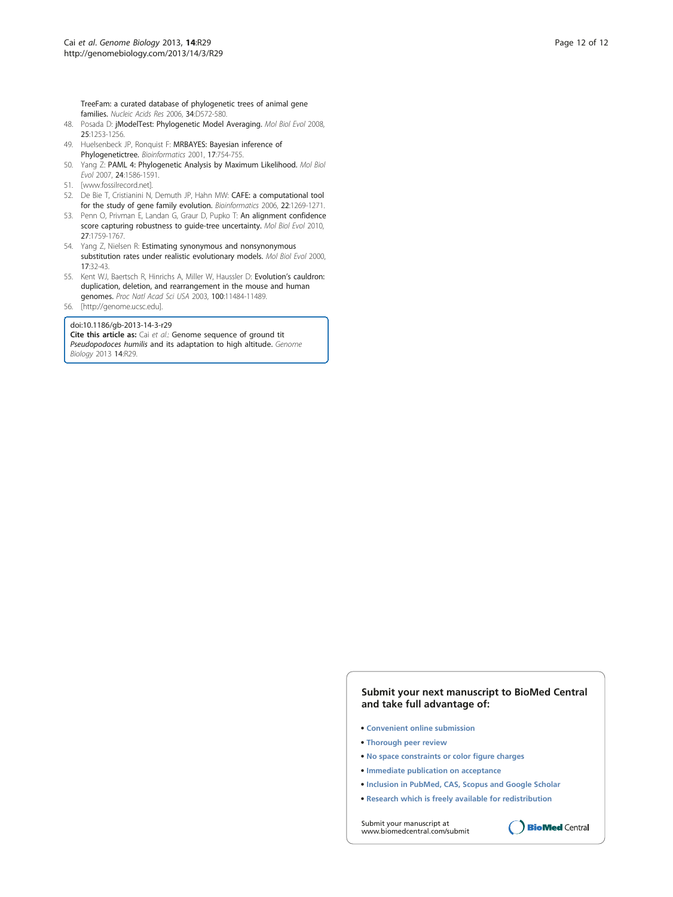TreeFam: a curated database of phylogenetic trees of animal gene families. *Nucleic Acids Res* 2006, **34**:D572-580.

48. Posada D: **jModelTest: Phylogenetic Model Averaging.** *Mol Biol Evol* 2008, **25**:1253-1256.
49. Huelsenbeck JP, Ronquist F: **MRBAYES: Bayesian inference of Phylogenetictree.** *Bioinformatics* 2001, **17**:754-755.
50. Yang Z: **PAML 4: Phylogenetic Analysis by Maximum Likelihood.** *Mol Biol Evol* 2007, **24**:1586-1591.
51. [www.fossilrecord.net].
52. De Bie T, Cristianini N, Demuth JP, Hahn MW: **CAFE: a computational tool for the study of gene family evolution.** *Bioinformatics* 2006, **22**:1269-1271.
53. Penn O, Privman E, Landan G, Graur D, Pupko T: **An alignment confidence score capturing robustness to guide-tree uncertainty.** *Mol Biol Evol* 2010, **27**:1759-1767.
54. Yang Z, Nielsen R: **Estimating synonymous and nonsynonymous substitution rates under realistic evolutionary models.** *Mol Biol Evol* 2000, **17**:32-43.
55. Kent WJ, Baertsch R, Hinrichs A, Miller W, Haussler D: **Evolution's cauldron: duplication, deletion, and rearrangement in the mouse and human genomes.** *Proc Natl Acad Sci USA* 2003, **100**:11484-11489.
56. [http://genome.ucsc.edu].

doi:10.1186/gb-2013-14-3-r29
**Cite this article as:** Cai *et al.*: Genome sequence of ground tit *Pseudopodoces humilis* and its adaptation to high altitude. *Genome Biology* 2013 **14**:R29.

**Submit your next manuscript to BioMed Central and take full advantage of:**

- **Convenient online submission**
- **Thorough peer review**
- **No space constraints or color figure charges**
- **Immediate publication on acceptance**
- **Inclusion in PubMed, CAS, Scopus and Google Scholar**
- **Research which is freely available for redistribution**

Submit your manuscript at
www.biomedcentral.com/submit

BioMed Central